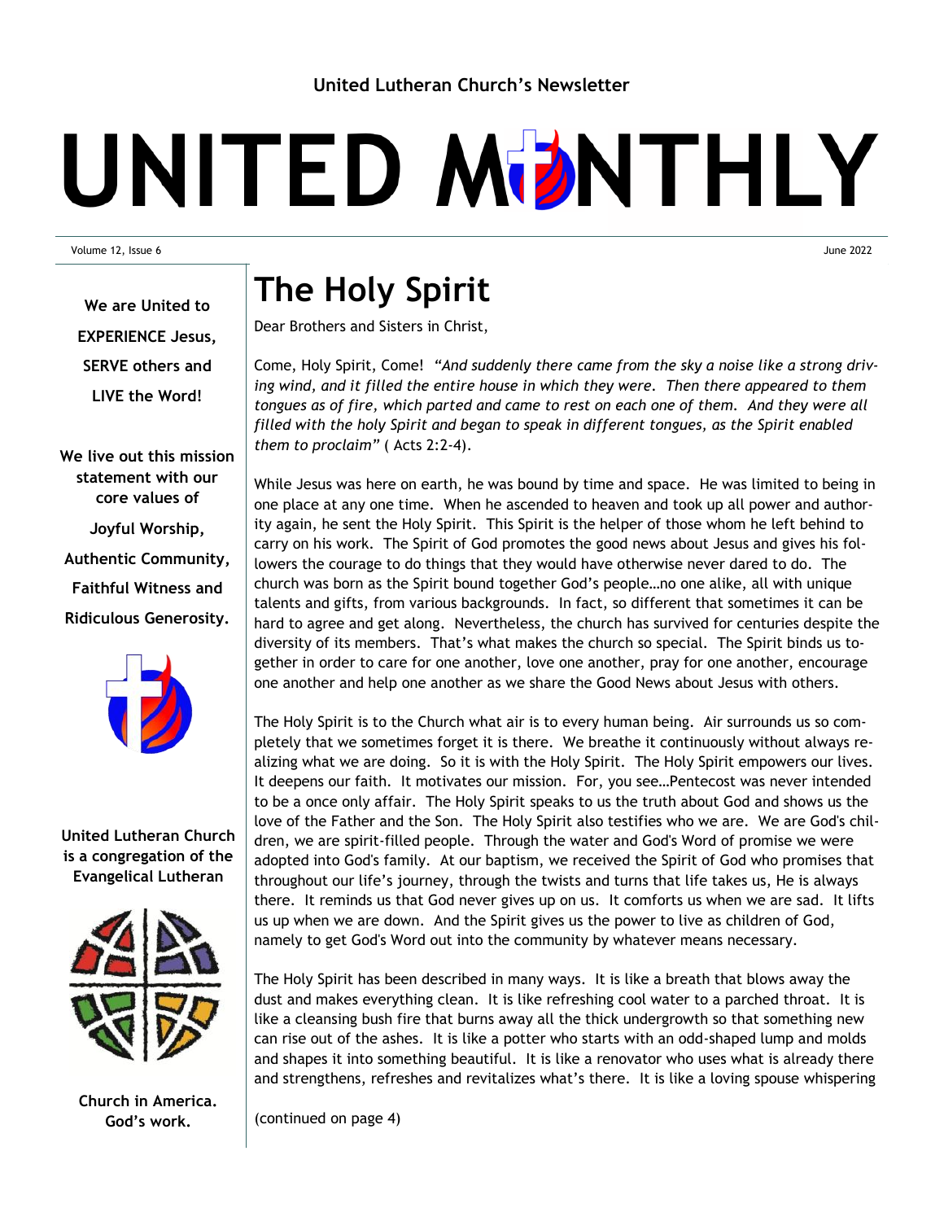United Lutheran Church's Newsletter

# UNITED MONTHLY

Volume 12, Issue 6 June 2022

**We are United to EXPERIENCE Jesus, SERVE others and LIVE the Word!**

**We live out this mission statement with our core values of**

**Joyful Worship,**

**Authentic Community,**

**Faithful Witness and**

**Ridiculous Generosity.**

**United Lutheran Church is a congregation of the Evangelical Lutheran Church in America. God's work.**

# The Holy Spirit

Dear Brothers and Sisters in Christ,

Come, Holy Spirit, Come! *"And suddenly there came from the sky a noise like a strong driving wind, and it filled the entire house in which they were. Then there appeared to them tongues as of fire, which parted and came to rest on each one of them. And they were all filled with the holy Spirit and began to speak in different tongues, as the Spirit enabled them to proclaim"* ( Acts 2:2-4).

While Jesus was here on earth, he was bound by time and space. He was limited to being in one place at any one time. When he ascended to heaven and took up all power and authority again, he sent the Holy Spirit. This Spirit is the helper of those whom he left behind to carry on his work. The Spirit of God promotes the good news about Jesus and gives his followers the courage to do things that they would have otherwise never dared to do. The church was born as the Spirit bound together God's people…no one alike, all with unique talents and gifts, from various backgrounds. In fact, so different that sometimes it can be hard to agree and get along. Nevertheless, the church has survived for centuries despite the diversity of its members. That's what makes the church so special. The Spirit binds us together in order to care for one another, love one another, pray for one another, encourage one another and help one another as we share the Good News about Jesus with others.

The Holy Spirit is to the Church what air is to every human being. Air surrounds us so completely that we sometimes forget it is there. We breathe it continuously without always realizing what we are doing. So it is with the Holy Spirit. The Holy Spirit empowers our lives. It deepens our faith. It motivates our mission. For, you see…Pentecost was never intended to be a once only affair. The Holy Spirit speaks to us the truth about God and shows us the love of the Father and the Son. The Holy Spirit also testifies who we are. We are God's children, we are spirit-filled people. Through the water and God's Word of promise we were adopted into God's family. At our baptism, we received the Spirit of God who promises that throughout our life's journey, through the twists and turns that life takes us, He is always there. It reminds us that God never gives up on us. It comforts us when we are sad. It lifts us up when we are down. And the Spirit gives us the power to live as children of God, namely to get God's Word out into the community by whatever means necessary.

The Holy Spirit has been described in many ways. It is like a breath that blows away the dust and makes everything clean. It is like refreshing cool water to a parched throat. It is like a cleansing bush fire that burns away all the thick undergrowth so that something new can rise out of the ashes. It is like a potter who starts with an odd-shaped lump and molds and shapes it into something beautiful. It is like a renovator who uses what is already there and strengthens, refreshes and revitalizes what's there. It is like a loving spouse whispering

(continued on page 4)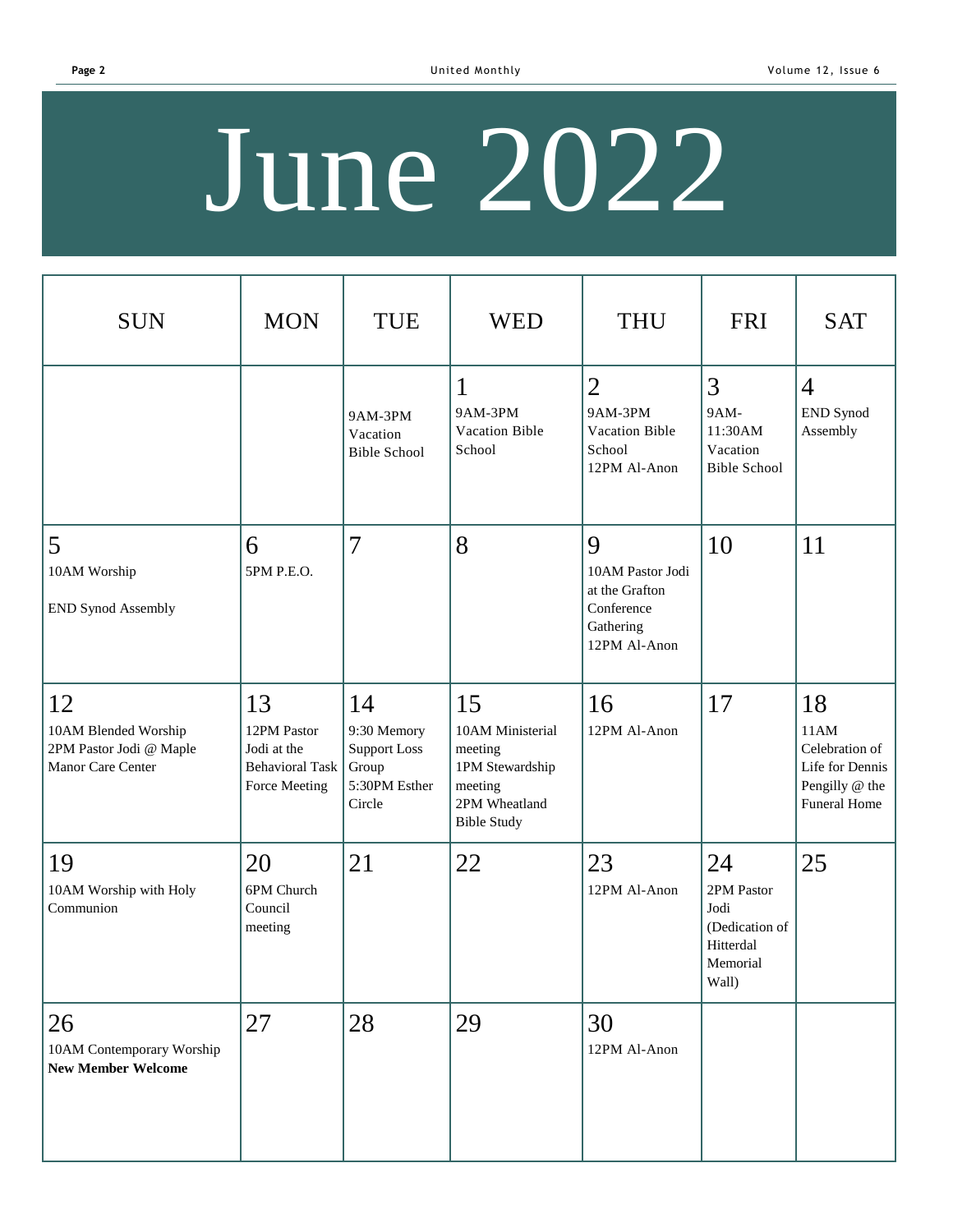# June 2022

| SUN | MON | TUE | WED | THU | FRI | SAT |
| --- | --- | --- | --- | --- | --- | --- |
| | | 9AM-3PM Vacation Bible School | 1<br>9AM-3PM Vacation Bible School | 2<br>9AM-3PM Vacation Bible School<br>12PM Al-Anon | 3<br>9AM-11:30AM Vacation Bible School | 4<br>END Synod Assembly |
| 5<br>10AM Worship<br><br>END Synod Assembly | 6<br>5PM P.E.O. | 7 | 8 | 9<br>10AM Pastor Jodi at the Grafton Conference Gathering<br>12PM Al-Anon | 10 | 11 |
| 12<br>10AM Blended Worship<br>2PM Pastor Jodi @ Maple Manor Care Center | 13<br>12PM Pastor Jodi at the Behavioral Task Force Meeting | 14<br>9:30 Memory Support Loss Group<br>5:30PM Esther Circle | 15<br>10AM Ministerial meeting<br>1PM Stewardship meeting<br>2PM Wheatland Bible Study | 16<br>12PM Al-Anon | 17 | 18<br>11AM Celebration of Life for Dennis Pengilly @ the Funeral Home |
| 19<br>10AM Worship with Holy Communion | 20<br>6PM Church Council meeting | 21 | 22 | 23<br>12PM Al-Anon | 24<br>2PM Pastor Jodi (Dedication of Hitterdal Memorial Wall) | 25 |
| 26<br>10AM Contemporary Worship<br>**New Member Welcome** | 27 | 28 | 29 | 30<br>12PM Al-Anon | | |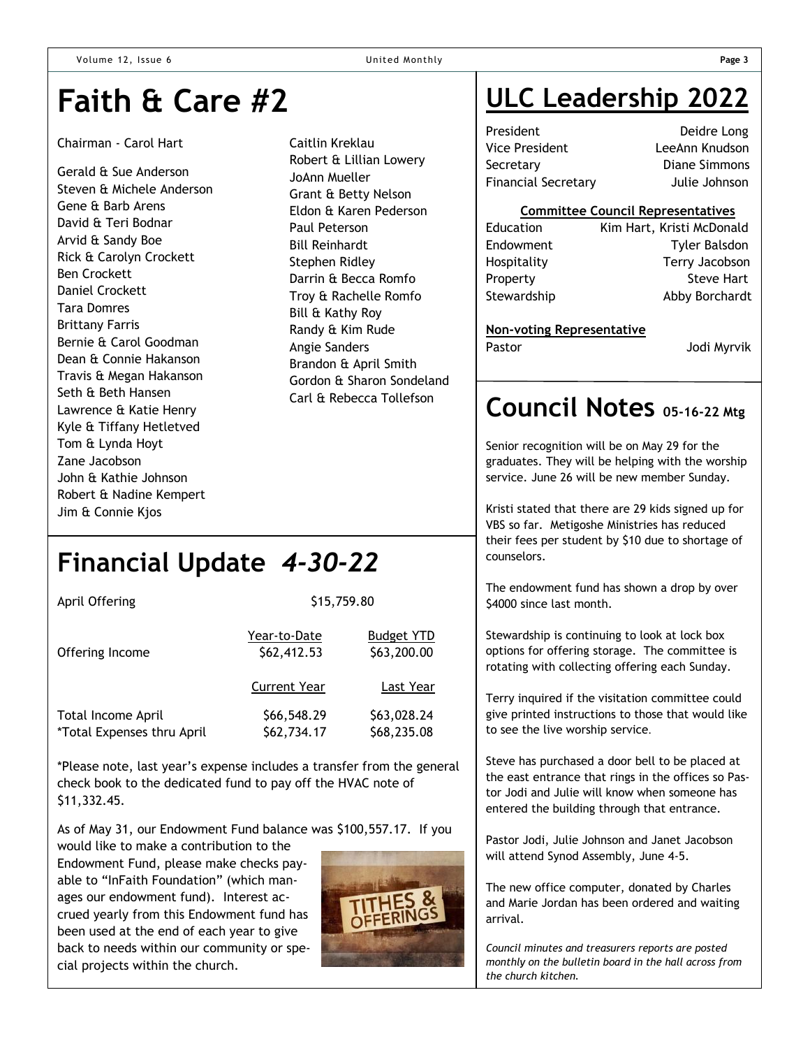# Faith & Care #2

Chairman - Carol Hart

Gerald & Sue Anderson
Steven & Michele Anderson
Gene & Barb Arens
David & Teri Bodnar
Arvid & Sandy Boe
Rick & Carolyn Crockett
Ben Crockett
Daniel Crockett
Tara Domres
Brittany Farris
Bernie & Carol Goodman
Dean & Connie Hakanson
Travis & Megan Hakanson
Seth & Beth Hansen
Lawrence & Katie Henry
Kyle & Tiffany Hetletved
Tom & Lynda Hoyt
Zane Jacobson
John & Kathie Johnson
Robert & Nadine Kempert
Jim & Connie Kjos
Caitlin Kreklau
Robert & Lillian Lowery
JoAnn Mueller
Grant & Betty Nelson
Eldon & Karen Pederson
Paul Peterson
Bill Reinhardt
Stephen Ridley
Darrin & Becca Romfo
Troy & Rachelle Romfo
Bill & Kathy Roy
Randy & Kim Rude
Angie Sanders
Brandon & April Smith
Gordon & Sharon Sondeland
Carl & Rebecca Tollefson

# Financial Update *4-30-22*

April Offering $15,759.80

| | Year-to-Date | Budget YTD |
|---|---|---|
| Offering Income | $62,412.53 | $63,200.00 |

| | Current Year | Last Year |
|---|---|---|
| Total Income April | $66,548.29 | $63,028.24 |
| *Total Expenses thru April | $62,734.17 | $68,235.08 |

*Please note, last year's expense includes a transfer from the general check book to the dedicated fund to pay off the HVAC note of $11,332.45.

As of May 31, our Endowment Fund balance was $100,557.17. If you would like to make a contribution to the Endowment Fund, please make checks payable to "InFaith Foundation" (which manages our endowment fund). Interest accrued yearly from this Endowment fund has been used at the end of each year to give back to needs within our community or special projects within the church.

# ULC Leadership 2022

| | |
|---|---|
| President | Deidre Long |
| Vice President | LeeAnn Knudson |
| Secretary | Diane Simmons |
| Financial Secretary | Julie Johnson |

**Committee Council Representatives**

| | |
|---|---|
| Education | Kim Hart, Kristi McDonald |
| Endowment | Tyler Balsdon |
| Hospitality | Terry Jacobson |
| Property | Steve Hart |
| Stewardship | Abby Borchardt |

**Non-voting Representative**

Pastor Jodi Myrvik

# Council Notes 05-16-22 Mtg

Senior recognition will be on May 29 for the graduates. They will be helping with the worship service. June 26 will be new member Sunday.

Kristi stated that there are 29 kids signed up for VBS so far. Metigoshe Ministries has reduced their fees per student by $10 due to shortage of counselors.

The endowment fund has shown a drop by over $4000 since last month.

Stewardship is continuing to look at lock box options for offering storage. The committee is rotating with collecting offering each Sunday.

Terry inquired if the visitation committee could give printed instructions to those that would like to see the live worship service.

Steve has purchased a door bell to be placed at the east entrance that rings in the offices so Pastor Jodi and Julie will know when someone has entered the building through that entrance.

Pastor Jodi, Julie Johnson and Janet Jacobson will attend Synod Assembly, June 4-5.

The new office computer, donated by Charles and Marie Jordan has been ordered and waiting arrival.

*Council minutes and treasurers reports are posted monthly on the bulletin board in the hall across from the church kitchen.*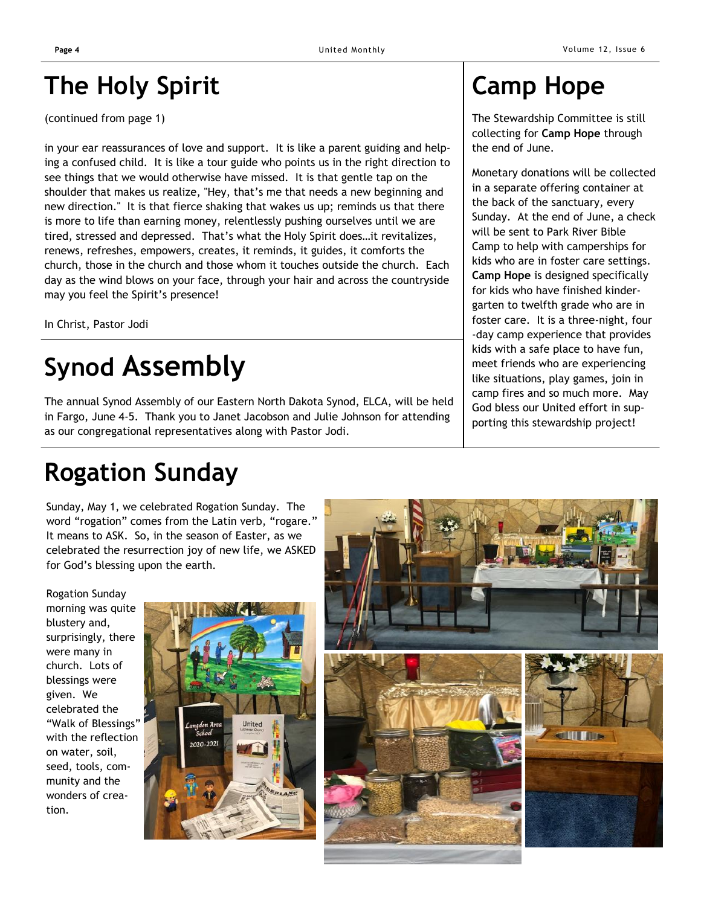# The Holy Spirit

(continued from page 1)

in your ear reassurances of love and support. It is like a parent guiding and helping a confused child. It is like a tour guide who points us in the right direction to see things that we would otherwise have missed. It is that gentle tap on the shoulder that makes us realize, "Hey, that's me that needs a new beginning and new direction." It is that fierce shaking that wakes us up; reminds us that there is more to life than earning money, relentlessly pushing ourselves until we are tired, stressed and depressed. That's what the Holy Spirit does…it revitalizes, renews, refreshes, empowers, creates, it reminds, it guides, it comforts the church, those in the church and those whom it touches outside the church. Each day as the wind blows on your face, through your hair and across the countryside may you feel the Spirit's presence!

In Christ, Pastor Jodi

# Synod Assembly

The annual Synod Assembly of our Eastern North Dakota Synod, ELCA, will be held in Fargo, June 4-5. Thank you to Janet Jacobson and Julie Johnson for attending as our congregational representatives along with Pastor Jodi.

# Camp Hope

The Stewardship Committee is still collecting for **Camp Hope** through the end of June.

Monetary donations will be collected in a separate offering container at the back of the sanctuary, every Sunday. At the end of June, a check will be sent to Park River Bible Camp to help with camperships for kids who are in foster care settings. **Camp Hope** is designed specifically for kids who have finished kindergarten to twelfth grade who are in foster care. It is a three-night, four-day camp experience that provides kids with a safe place to have fun, meet friends who are experiencing like situations, play games, join in camp fires and so much more. May God bless our United effort in supporting this stewardship project!

# Rogation Sunday

Sunday, May 1, we celebrated Rogation Sunday. The word "rogation" comes from the Latin verb, "rogare." It means to ASK. So, in the season of Easter, as we celebrated the resurrection joy of new life, we ASKED for God's blessing upon the earth.

Rogation Sunday morning was quite blustery and, surprisingly, there were many in church. Lots of blessings were given. We celebrated the "Walk of Blessings" with the reflection on water, soil, seed, tools, community and the wonders of creation.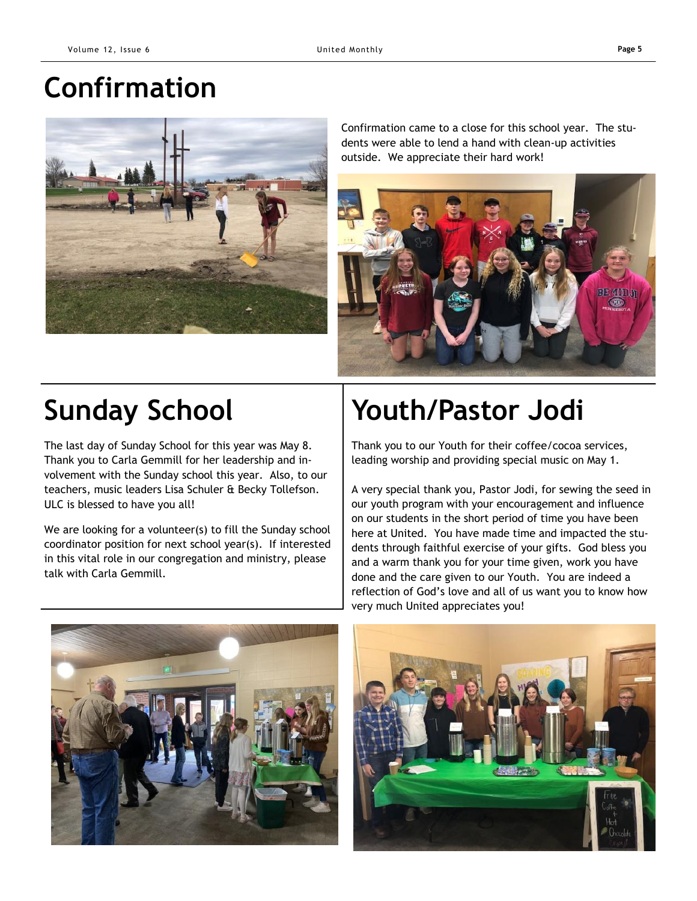# Confirmation

Confirmation came to a close for this school year. The students were able to lend a hand with clean-up activities outside. We appreciate their hard work!

# Sunday School

The last day of Sunday School for this year was May 8. Thank you to Carla Gemmill for her leadership and involvement with the Sunday school this year. Also, to our teachers, music leaders Lisa Schuler & Becky Tollefson. ULC is blessed to have you all!

We are looking for a volunteer(s) to fill the Sunday school coordinator position for next school year(s). If interested in this vital role in our congregation and ministry, please talk with Carla Gemmill.

# Youth/Pastor Jodi

Thank you to our Youth for their coffee/cocoa services, leading worship and providing special music on May 1.

A very special thank you, Pastor Jodi, for sewing the seed in our youth program with your encouragement and influence on our students in the short period of time you have been here at United. You have made time and impacted the students through faithful exercise of your gifts. God bless you and a warm thank you for your time given, work you have done and the care given to our Youth. You are indeed a reflection of God's love and all of us want you to know how very much United appreciates you!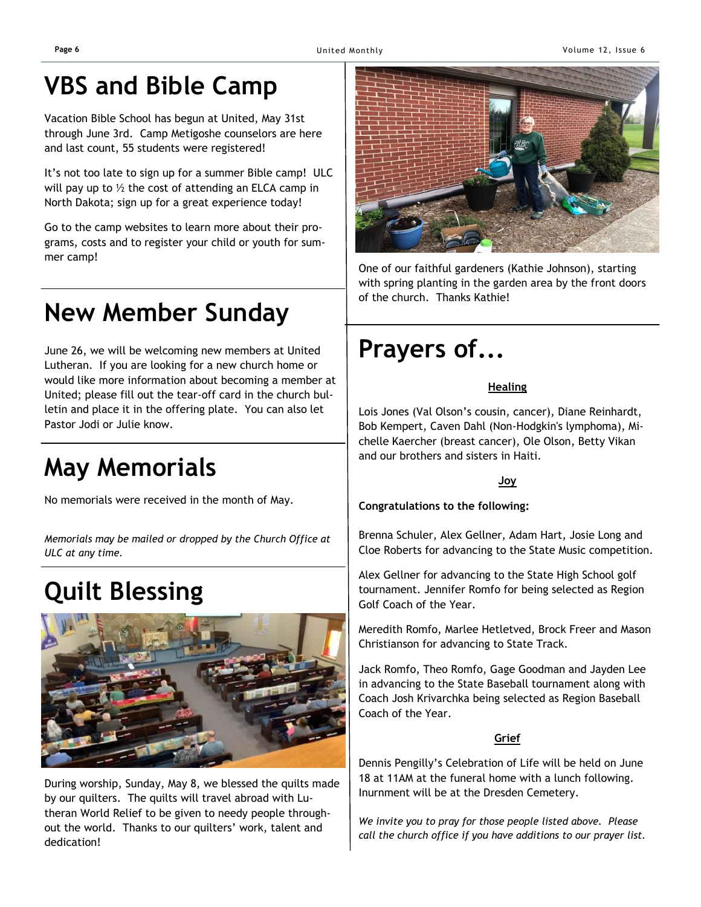# VBS and Bible Camp

Vacation Bible School has begun at United, May 31st through June 3rd. Camp Metigoshe counselors are here and last count, 55 students were registered!

It's not too late to sign up for a summer Bible camp! ULC will pay up to ½ the cost of attending an ELCA camp in North Dakota; sign up for a great experience today!

Go to the camp websites to learn more about their programs, costs and to register your child or youth for summer camp!

# New Member Sunday

June 26, we will be welcoming new members at United Lutheran. If you are looking for a new church home or would like more information about becoming a member at United; please fill out the tear-off card in the church bulletin and place it in the offering plate. You can also let Pastor Jodi or Julie know.

# May Memorials

No memorials were received in the month of May.

*Memorials may be mailed or dropped by the Church Office at ULC at any time.*

# Quilt Blessing

During worship, Sunday, May 8, we blessed the quilts made by our quilters. The quilts will travel abroad with Lutheran World Relief to be given to needy people throughout the world. Thanks to our quilters' work, talent and dedication!

One of our faithful gardeners (Kathie Johnson), starting with spring planting in the garden area by the front doors of the church. Thanks Kathie!

# Prayers of...

**Healing**

Lois Jones (Val Olson's cousin, cancer), Diane Reinhardt, Bob Kempert, Caven Dahl (Non-Hodgkin's lymphoma), Michelle Kaercher (breast cancer), Ole Olson, Betty Vikan and our brothers and sisters in Haiti.

**Joy**

**Congratulations to the following:**

Brenna Schuler, Alex Gellner, Adam Hart, Josie Long and Cloe Roberts for advancing to the State Music competition.

Alex Gellner for advancing to the State High School golf tournament. Jennifer Romfo for being selected as Region Golf Coach of the Year.

Meredith Romfo, Marlee Hetletved, Brock Freer and Mason Christianson for advancing to State Track.

Jack Romfo, Theo Romfo, Gage Goodman and Jayden Lee in advancing to the State Baseball tournament along with Coach Josh Krivarchka being selected as Region Baseball Coach of the Year.

**Grief**

Dennis Pengilly's Celebration of Life will be held on June 18 at 11AM at the funeral home with a lunch following. Inurnment will be at the Dresden Cemetery.

*We invite you to pray for those people listed above. Please call the church office if you have additions to our prayer list.*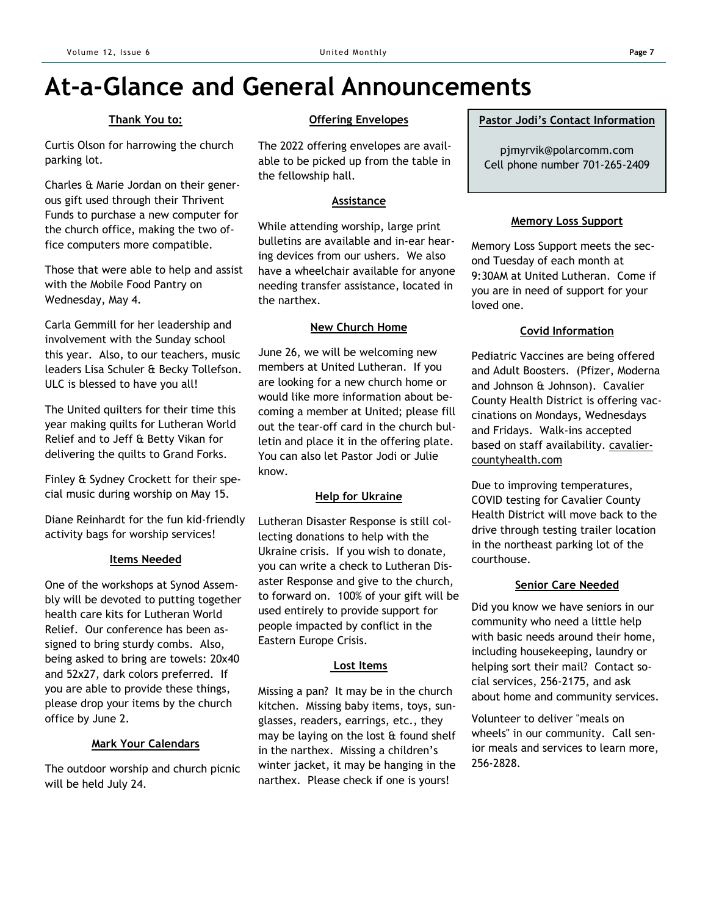# At-a-Glance and General Announcements

### Thank You to:

Curtis Olson for harrowing the church parking lot.

Charles & Marie Jordan on their generous gift used through their Thrivent Funds to purchase a new computer for the church office, making the two office computers more compatible.

Those that were able to help and assist with the Mobile Food Pantry on Wednesday, May 4.

Carla Gemmill for her leadership and involvement with the Sunday school this year. Also, to our teachers, music leaders Lisa Schuler & Becky Tollefson. ULC is blessed to have you all!

The United quilters for their time this year making quilts for Lutheran World Relief and to Jeff & Betty Vikan for delivering the quilts to Grand Forks.

Finley & Sydney Crockett for their special music during worship on May 15.

Diane Reinhardt for the fun kid-friendly activity bags for worship services!

### Items Needed

One of the workshops at Synod Assembly will be devoted to putting together health care kits for Lutheran World Relief. Our conference has been assigned to bring sturdy combs. Also, being asked to bring are towels: 20x40 and 52x27, dark colors preferred. If you are able to provide these things, please drop your items by the church office by June 2.

### Mark Your Calendars

The outdoor worship and church picnic will be held July 24.

### Offering Envelopes

The 2022 offering envelopes are available to be picked up from the table in the fellowship hall.

### Assistance

While attending worship, large print bulletins are available and in-ear hearing devices from our ushers. We also have a wheelchair available for anyone needing transfer assistance, located in the narthex.

### New Church Home

June 26, we will be welcoming new members at United Lutheran. If you are looking for a new church home or would like more information about becoming a member at United; please fill out the tear-off card in the church bulletin and place it in the offering plate. You can also let Pastor Jodi or Julie know.

### Help for Ukraine

Lutheran Disaster Response is still collecting donations to help with the Ukraine crisis. If you wish to donate, you can write a check to Lutheran Disaster Response and give to the church, to forward on. 100% of your gift will be used entirely to provide support for people impacted by conflict in the Eastern Europe Crisis.

### Lost Items

Missing a pan? It may be in the church kitchen. Missing baby items, toys, sunglasses, readers, earrings, etc., they may be laying on the lost & found shelf in the narthex. Missing a children's winter jacket, it may be hanging in the narthex. Please check if one is yours!

### Pastor Jodi's Contact Information

pjmyrvik@polarcomm.com
Cell phone number 701-265-2409

### Memory Loss Support

Memory Loss Support meets the second Tuesday of each month at 9:30AM at United Lutheran. Come if you are in need of support for your loved one.

### Covid Information

Pediatric Vaccines are being offered and Adult Boosters. (Pfizer, Moderna and Johnson & Johnson). Cavalier County Health District is offering vaccinations on Mondays, Wednesdays and Fridays. Walk-ins accepted based on staff availability. cavaliercountyhealth.com

Due to improving temperatures, COVID testing for Cavalier County Health District will move back to the drive through testing trailer location in the northeast parking lot of the courthouse.

### Senior Care Needed

Did you know we have seniors in our community who need a little help with basic needs around their home, including housekeeping, laundry or helping sort their mail? Contact social services, 256-2175, and ask about home and community services.

Volunteer to deliver "meals on wheels" in our community. Call senior meals and services to learn more, 256-2828.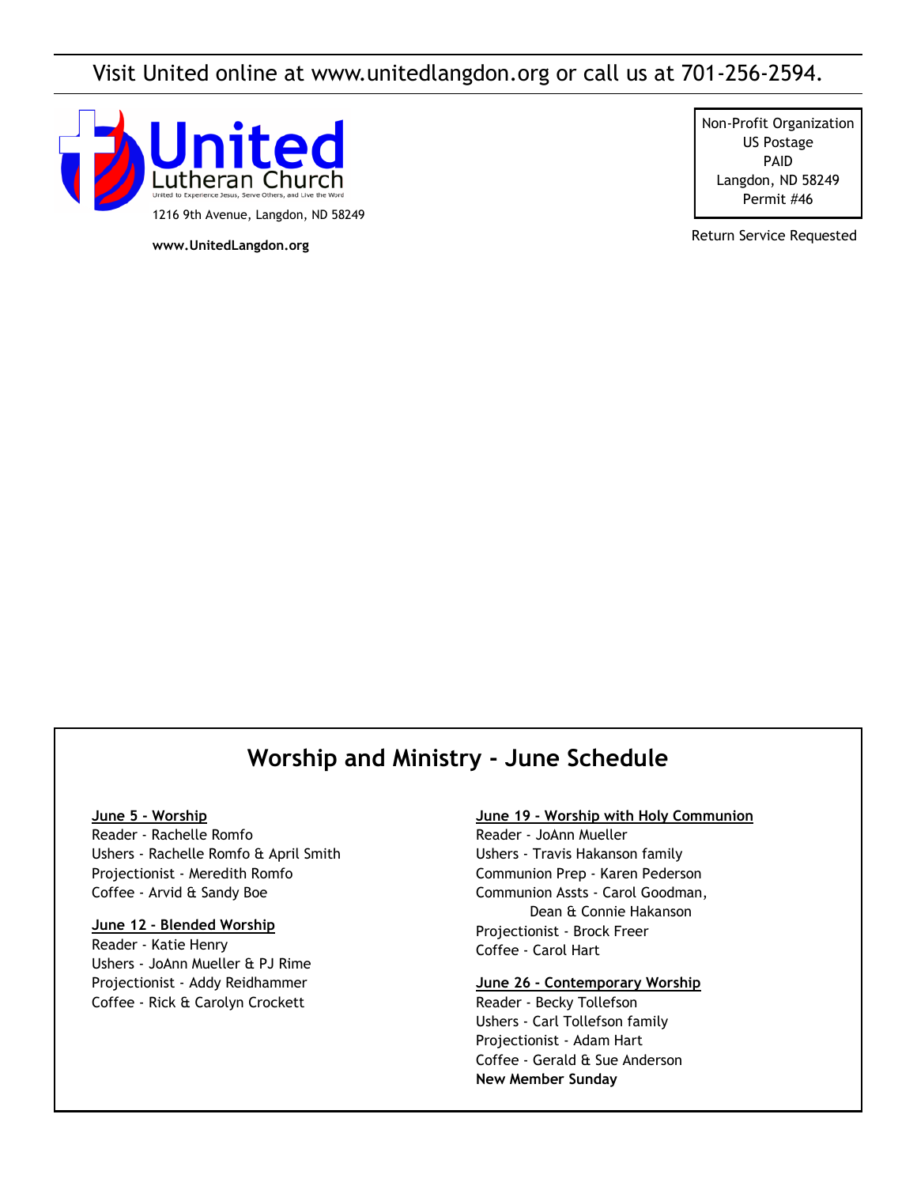Visit United online at www.unitedlangdon.org or call us at 701-256-2594.

United Lutheran Church

United to Experience Jesus, Serve Others, and Live the Word

1216 9th Avenue, Langdon, ND 58249

**www.UnitedLangdon.org**

Non-Profit Organization
US Postage
PAID
Langdon, ND 58249
Permit #46

Return Service Requested

## Worship and Ministry - June Schedule

**June 5 - Worship**
Reader - Rachelle Romfo
Ushers - Rachelle Romfo & April Smith
Projectionist - Meredith Romfo
Coffee - Arvid & Sandy Boe

**June 12 - Blended Worship**
Reader - Katie Henry
Ushers - JoAnn Mueller & PJ Rime
Projectionist - Addy Reidhammer
Coffee - Rick & Carolyn Crockett

**June 19 - Worship with Holy Communion**
Reader - JoAnn Mueller
Ushers - Travis Hakanson family
Communion Prep - Karen Pederson
Communion Assts - Carol Goodman, Dean & Connie Hakanson
Projectionist - Brock Freer
Coffee - Carol Hart

**June 26 - Contemporary Worship**
Reader - Becky Tollefson
Ushers - Carl Tollefson family
Projectionist - Adam Hart
Coffee - Gerald & Sue Anderson
**New Member Sunday**